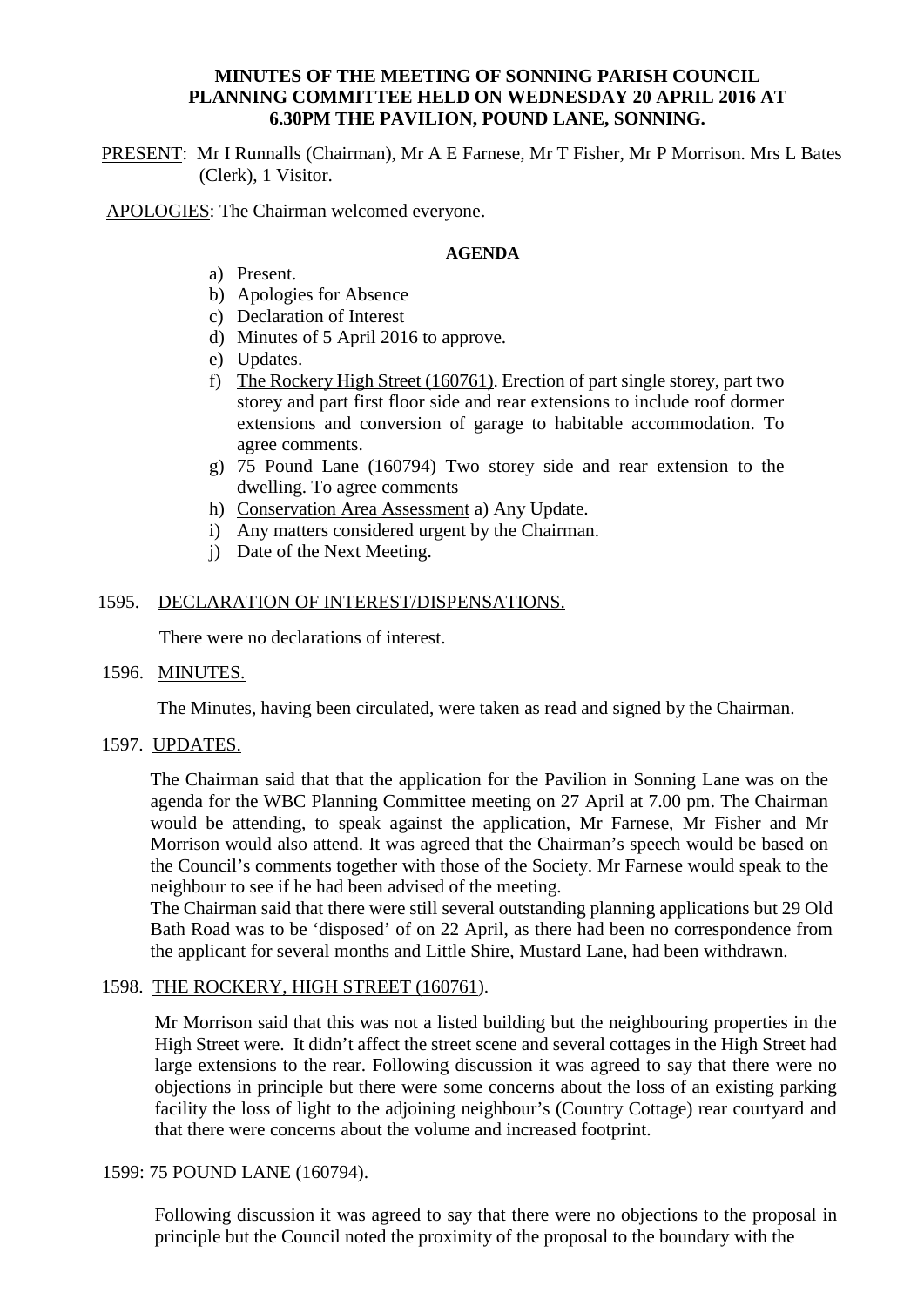**MINUTES OF THE MEETING OF SONNING PARISH COUNCIL PLANNING COMMITTEE HELD ON WEDNESDAY 20 APRIL 2016 AT 6.30PM THE PAVILION, POUND LANE, SONNING.**

PRESENT: Mr I Runnalls (Chairman), Mr A E Farnese, Mr T Fisher, Mr P Morrison. Mrs L Bates (Clerk), 1 Visitor.

APOLOGIES: The Chairman welcomed everyone.

**AGENDA**

a) Present.
b) Apologies for Absence
c) Declaration of Interest
d) Minutes of 5 April 2016 to approve.
e) Updates.
f) The Rockery High Street (160761). Erection of part single storey, part two storey and part first floor side and rear extensions to include roof dormer extensions and conversion of garage to habitable accommodation. To agree comments.
g) 75 Pound Lane (160794) Two storey side and rear extension to the dwelling. To agree comments
h) Conservation Area Assessment a) Any Update.
i) Any matters considered urgent by the Chairman.
j) Date of the Next Meeting.

1595. DECLARATION OF INTEREST/DISPENSATIONS.

There were no declarations of interest.

1596. MINUTES.

The Minutes, having been circulated, were taken as read and signed by the Chairman.

1597. UPDATES.

The Chairman said that that the application for the Pavilion in Sonning Lane was on the agenda for the WBC Planning Committee meeting on 27 April at 7.00 pm. The Chairman would be attending, to speak against the application, Mr Farnese, Mr Fisher and Mr Morrison would also attend. It was agreed that the Chairman's speech would be based on the Council's comments together with those of the Society. Mr Farnese would speak to the neighbour to see if he had been advised of the meeting.

The Chairman said that there were still several outstanding planning applications but 29 Old Bath Road was to be 'disposed' of on 22 April, as there had been no correspondence from the applicant for several months and Little Shire, Mustard Lane, had been withdrawn.

1598. THE ROCKERY, HIGH STREET (160761).

Mr Morrison said that this was not a listed building but the neighbouring properties in the High Street were. It didn't affect the street scene and several cottages in the High Street had large extensions to the rear. Following discussion it was agreed to say that there were no objections in principle but there were some concerns about the loss of an existing parking facility the loss of light to the adjoining neighbour's (Country Cottage) rear courtyard and that there were concerns about the volume and increased footprint.

1599: 75 POUND LANE (160794).

Following discussion it was agreed to say that there were no objections to the proposal in principle but the Council noted the proximity of the proposal to the boundary with the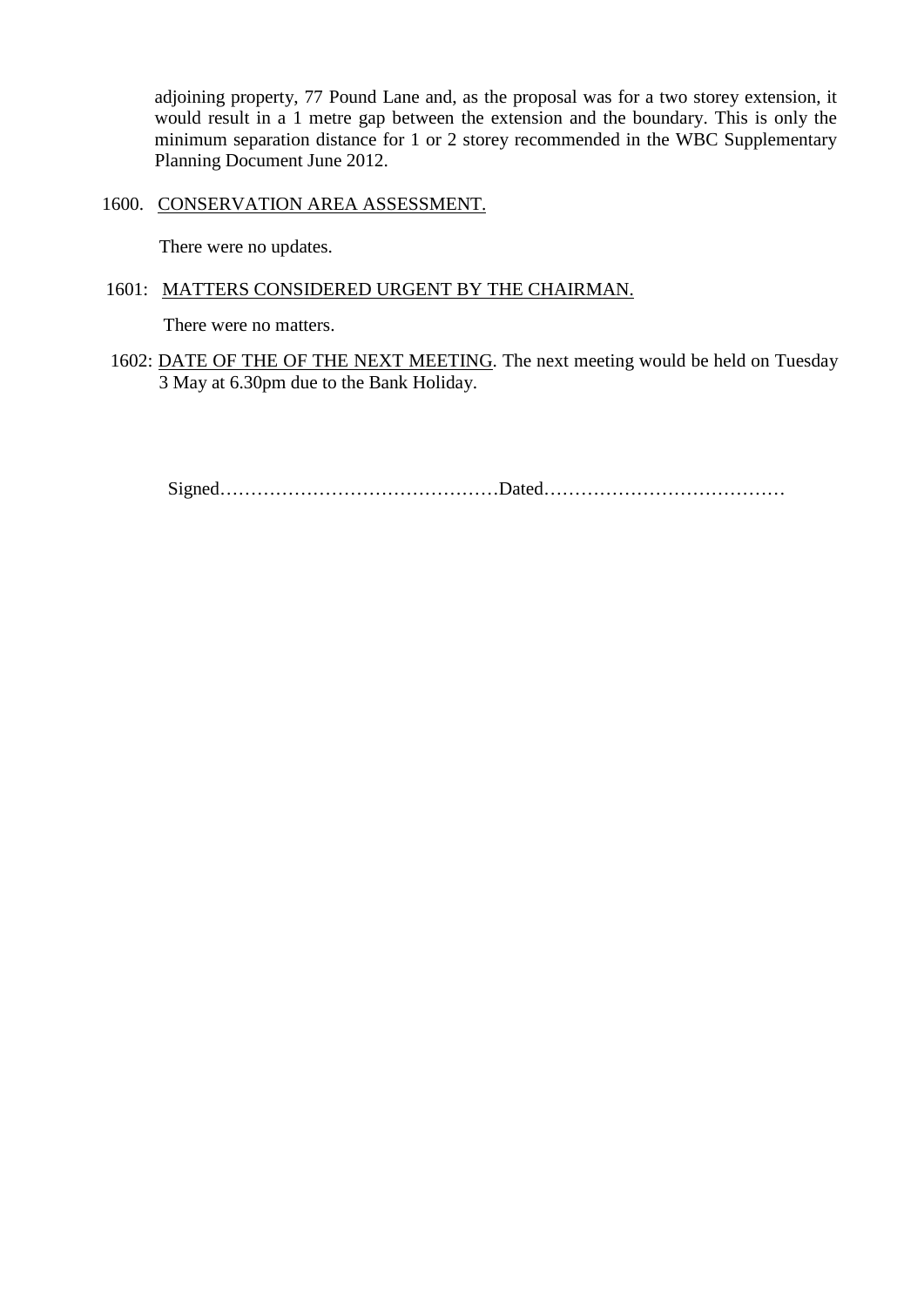adjoining property, 77 Pound Lane and, as the proposal was for a two storey extension, it would result in a 1 metre gap between the extension and the boundary. This is only the minimum separation distance for 1 or 2 storey recommended in the WBC Supplementary Planning Document June 2012.

1600. <u>CONSERVATION AREA ASSESSMENT.</u>

There were no updates.

1601: <u>MATTERS CONSIDERED URGENT BY THE CHAIRMAN.</u>

There were no matters.

1602: <u>DATE OF THE OF THE NEXT MEETING</u>. The next meeting would be held on Tuesday 3 May at 6.30pm due to the Bank Holiday.

Signed………………………………………Dated…………………………………